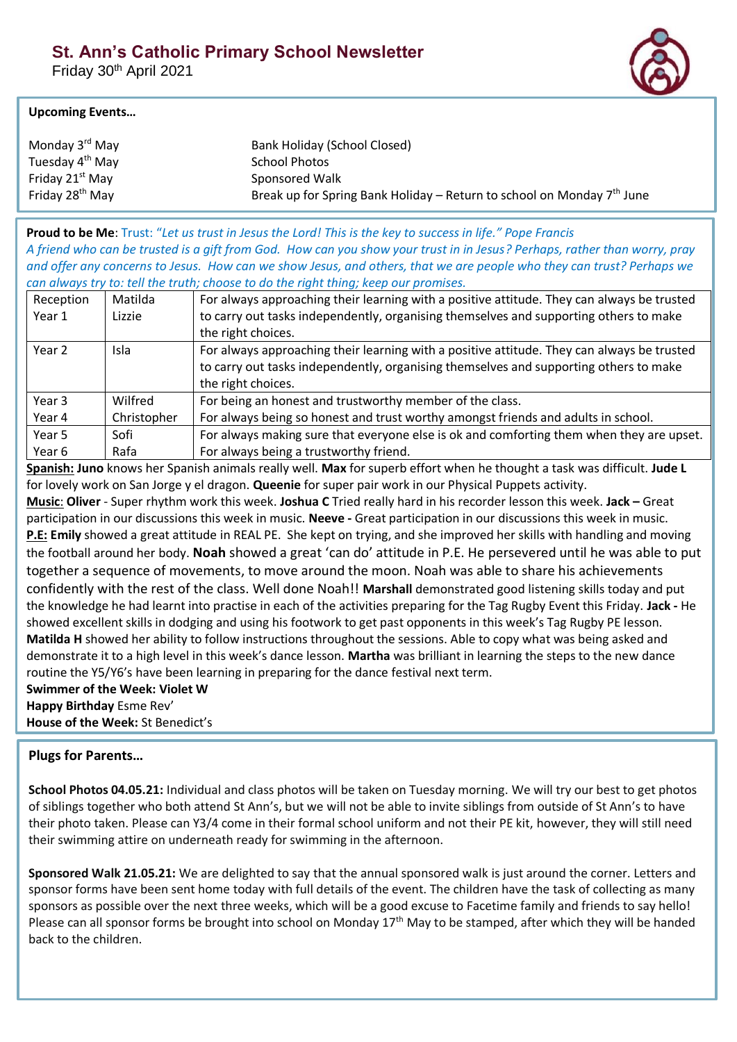# St. Ann's Catholic Primary School Newsletter

Friday 30th April 2021

**Upcoming Events…**

| | |
|---|---|
| Monday 3rd May | Bank Holiday (School Closed) |
| Tuesday 4th May | School Photos |
| Friday 21st May | Sponsored Walk |
| Friday 28th May | Break up for Spring Bank Holiday – Return to school on Monday 7th June |

**Proud to be Me**: Trust: *"Let us trust in Jesus the Lord! This is the key to success in life." Pope Francis*
*A friend who can be trusted is a gift from God. How can you show your trust in in Jesus? Perhaps, rather than worry, pray and offer any concerns to Jesus. How can we show Jesus, and others, that we are people who they can trust? Perhaps we can always try to: tell the truth; choose to do the right thing; keep our promises.*

| | | |
|---|---|---|
| Reception<br>Year 1 | Matilda<br>Lizzie | For always approaching their learning with a positive attitude. They can always be trusted to carry out tasks independently, organising themselves and supporting others to make the right choices. |
| Year 2 | Isla | For always approaching their learning with a positive attitude. They can always be trusted to carry out tasks independently, organising themselves and supporting others to make the right choices. |
| Year 3<br>Year 4 | Wilfred<br>Christopher | For being an honest and trustworthy member of the class.<br>For always being so honest and trust worthy amongst friends and adults in school. |
| Year 5<br>Year 6 | Sofi<br>Rafa | For always making sure that everyone else is ok and comforting them when they are upset.<br>For always being a trustworthy friend. |

**Spanish: Juno** knows her Spanish animals really well. **Max** for superb effort when he thought a task was difficult. **Jude L** for lovely work on San Jorge y el dragon. **Queenie** for super pair work in our Physical Puppets activity.
**Music**: **Oliver** - Super rhythm work this week. **Joshua C** Tried really hard in his recorder lesson this week. **Jack –** Great participation in our discussions this week in music. **Neeve -** Great participation in our discussions this week in music.
**P.E: Emily** showed a great attitude in REAL PE. She kept on trying, and she improved her skills with handling and moving the football around her body. **Noah** showed a great 'can do' attitude in P.E. He persevered until he was able to put together a sequence of movements, to move around the moon. Noah was able to share his achievements confidently with the rest of the class. Well done Noah!! **Marshall** demonstrated good listening skills today and put the knowledge he had learnt into practise in each of the activities preparing for the Tag Rugby Event this Friday. **Jack -** He showed excellent skills in dodging and using his footwork to get past opponents in this week's Tag Rugby PE lesson. **Matilda H** showed her ability to follow instructions throughout the sessions. Able to copy what was being asked and demonstrate it to a high level in this week's dance lesson. **Martha** was brilliant in learning the steps to the new dance routine the Y5/Y6's have been learning in preparing for the dance festival next term.
**Swimmer of the Week: Violet W**
**Happy Birthday** Esme Rev'
**House of the Week:** St Benedict's

**Plugs for Parents…**

**School Photos 04.05.21:** Individual and class photos will be taken on Tuesday morning. We will try our best to get photos of siblings together who both attend St Ann's, but we will not be able to invite siblings from outside of St Ann's to have their photo taken. Please can Y3/4 come in their formal school uniform and not their PE kit, however, they will still need their swimming attire on underneath ready for swimming in the afternoon.

**Sponsored Walk 21.05.21:** We are delighted to say that the annual sponsored walk is just around the corner. Letters and sponsor forms have been sent home today with full details of the event. The children have the task of collecting as many sponsors as possible over the next three weeks, which will be a good excuse to Facetime family and friends to say hello! Please can all sponsor forms be brought into school on Monday 17th May to be stamped, after which they will be handed back to the children.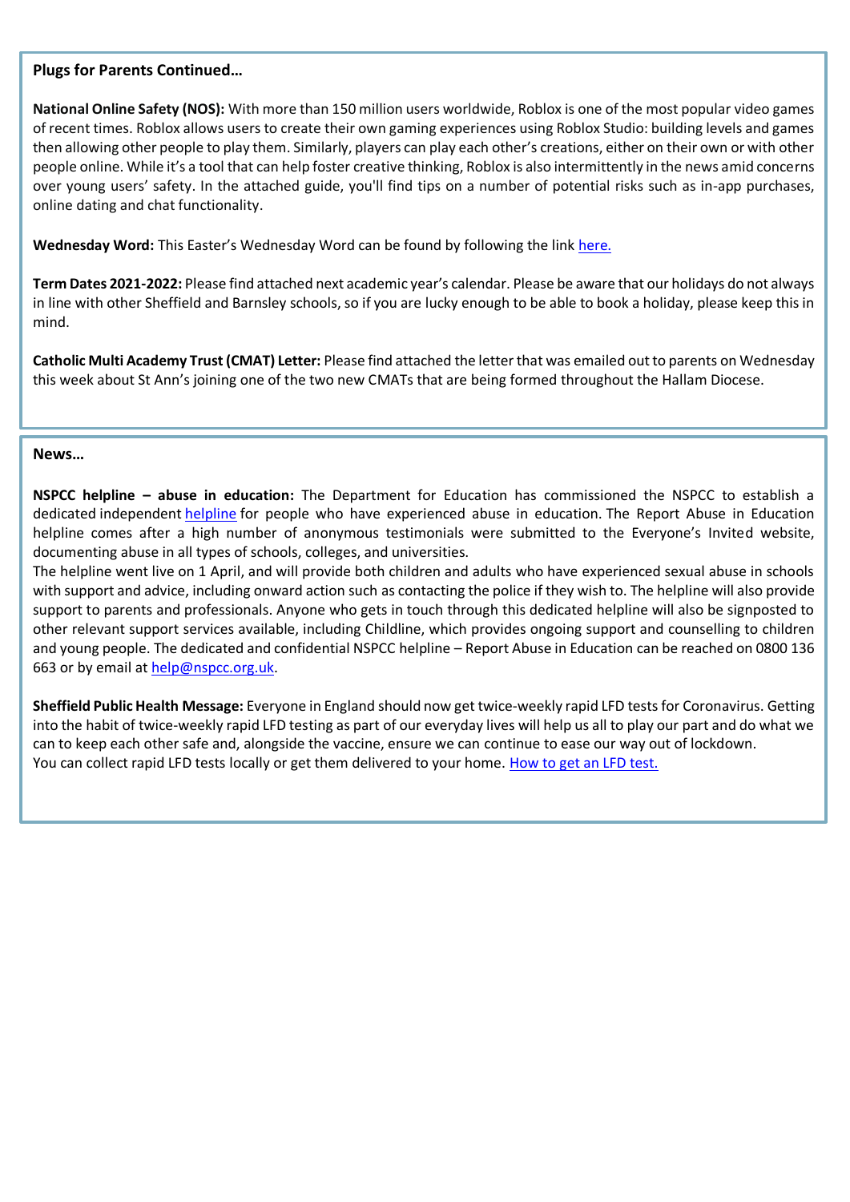## Plugs for Parents Continued…

**National Online Safety (NOS):** With more than 150 million users worldwide, Roblox is one of the most popular video games of recent times. Roblox allows users to create their own gaming experiences using Roblox Studio: building levels and games then allowing other people to play them. Similarly, players can play each other's creations, either on their own or with other people online. While it's a tool that can help foster creative thinking, Roblox is also intermittently in the news amid concerns over young users' safety. In the attached guide, you'll find tips on a number of potential risks such as in-app purchases, online dating and chat functionality.

**Wednesday Word:** This Easter's Wednesday Word can be found by following the link here.

**Term Dates 2021-2022:** Please find attached next academic year's calendar. Please be aware that our holidays do not always in line with other Sheffield and Barnsley schools, so if you are lucky enough to be able to book a holiday, please keep this in mind.

**Catholic Multi Academy Trust (CMAT) Letter:** Please find attached the letter that was emailed out to parents on Wednesday this week about St Ann's joining one of the two new CMATs that are being formed throughout the Hallam Diocese.

## News…

**NSPCC helpline – abuse in education:** The Department for Education has commissioned the NSPCC to establish a dedicated independent helpline for people who have experienced abuse in education. The Report Abuse in Education helpline comes after a high number of anonymous testimonials were submitted to the Everyone's Invited website, documenting abuse in all types of schools, colleges, and universities.

The helpline went live on 1 April, and will provide both children and adults who have experienced sexual abuse in schools with support and advice, including onward action such as contacting the police if they wish to. The helpline will also provide support to parents and professionals. Anyone who gets in touch through this dedicated helpline will also be signposted to other relevant support services available, including Childline, which provides ongoing support and counselling to children and young people. The dedicated and confidential NSPCC helpline – Report Abuse in Education can be reached on 0800 136 663 or by email at help@nspcc.org.uk.

**Sheffield Public Health Message:** Everyone in England should now get twice-weekly rapid LFD tests for Coronavirus. Getting into the habit of twice-weekly rapid LFD testing as part of our everyday lives will help us all to play our part and do what we can to keep each other safe and, alongside the vaccine, ensure we can continue to ease our way out of lockdown.

You can collect rapid LFD tests locally or get them delivered to your home. How to get an LFD test.